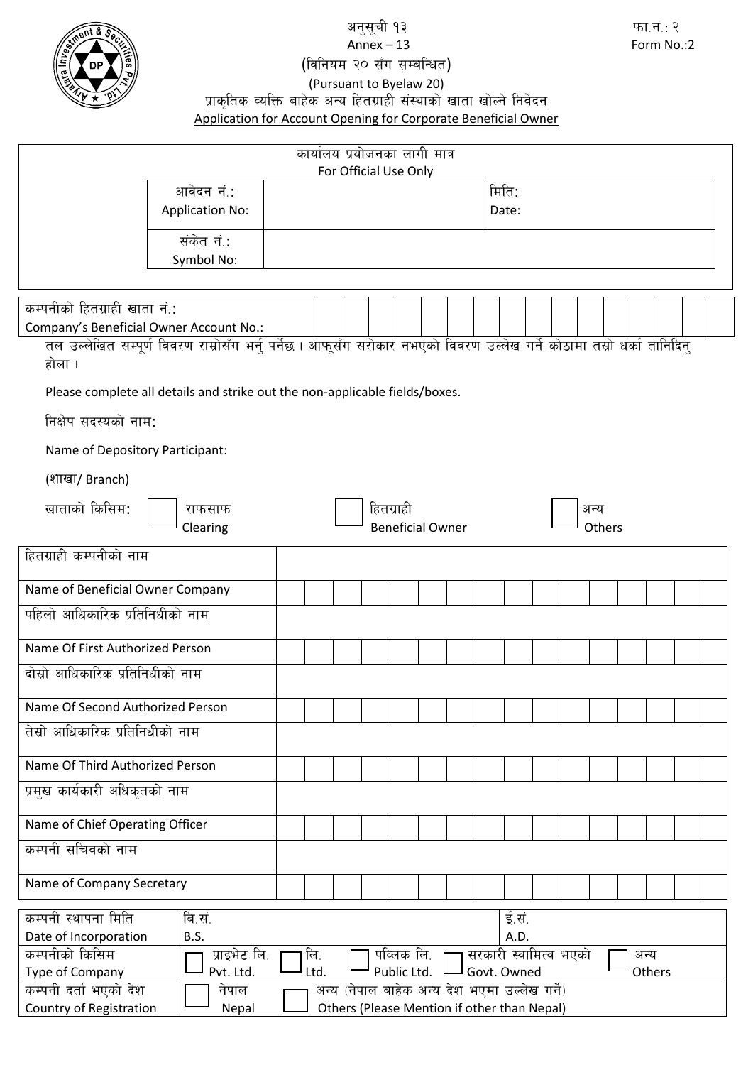अनुसूची १३
Annex – 13

फा.नं.: २
Form No.:2

(विनियम २० सँग सम्बन्धित)
(Pursuant to Byelaw 20)

प्राकृतिक व्यक्ति बाहेक अन्य हितग्राही संस्थाको खाता खोल्ने निवेदन
Application for Account Opening for Corporate Beneficial Owner

| कार्यालय प्रयोजनका लागी मात्र For Official Use Only | | | |
|---|---|---|---|
| आवेदन नं.: Application No: | | मिति: Date: | |
| संकेत नं.: Symbol No: | | | |

| कम्पनीको हितग्राही खाता नं.: Company's Beneficial Owner Account No.: | | | | | | | | | | | | | | | | |
|---|---|---|---|---|---|---|---|---|---|---|---|---|---|---|---|---|

तल उल्लेखित सम्पूर्ण विवरण राम्रोसँग भर्नु पर्नेछ । आफूसँग सरोकार नभएको विवरण उल्लेख गर्ने कोठामा तस्रो धर्का तानिदिनु होला ।

Please complete all details and strike out the non-applicable fields/boxes.

निक्षेप सदस्यको नाम:

Name of Depository Participant:

(शाखा/ Branch)

खाताको किसिम: ☐ राफसाफ Clearing ☐ हितग्राही Beneficial Owner ☐ अन्य Others

| | |
|---|---|
| हितग्राही कम्पनीको नाम / Name of Beneficial Owner Company | |
| पहिलो आधिकारिक प्रतिनिधीको नाम / Name Of First Authorized Person | |
| दोस्रो आधिकारिक प्रतिनिधीको नाम / Name Of Second Authorized Person | |
| तेस्रो आधिकारिक प्रतिनिधीको नाम / Name Of Third Authorized Person | |
| प्रमुख कार्यकारी अधिकृतको नाम / Name of Chief Operating Officer | |
| कम्पनी सचिवको नाम / Name of Company Secretary | |

| | | |
|---|---|---|
| कम्पनी स्थापना मिति Date of Incorporation | बि.सं. B.S. | ई.सं. A.D. |
| कम्पनीको किसिम Type of Company | ☐ प्राइभेट लि. Pvt. Ltd. ☐ लि. Ltd. ☐ पब्लिक लि. Public Ltd. ☐ सरकारी स्वामित्व भएको Govt. Owned ☐ अन्य Others | |
| कम्पनी दर्ता भएको देश Country of Registration | ☐ नेपाल Nepal ☐ अन्य (नेपाल बाहेक अन्य देश भएमा उल्लेख गर्ने) Others (Please Mention if other than Nepal) | |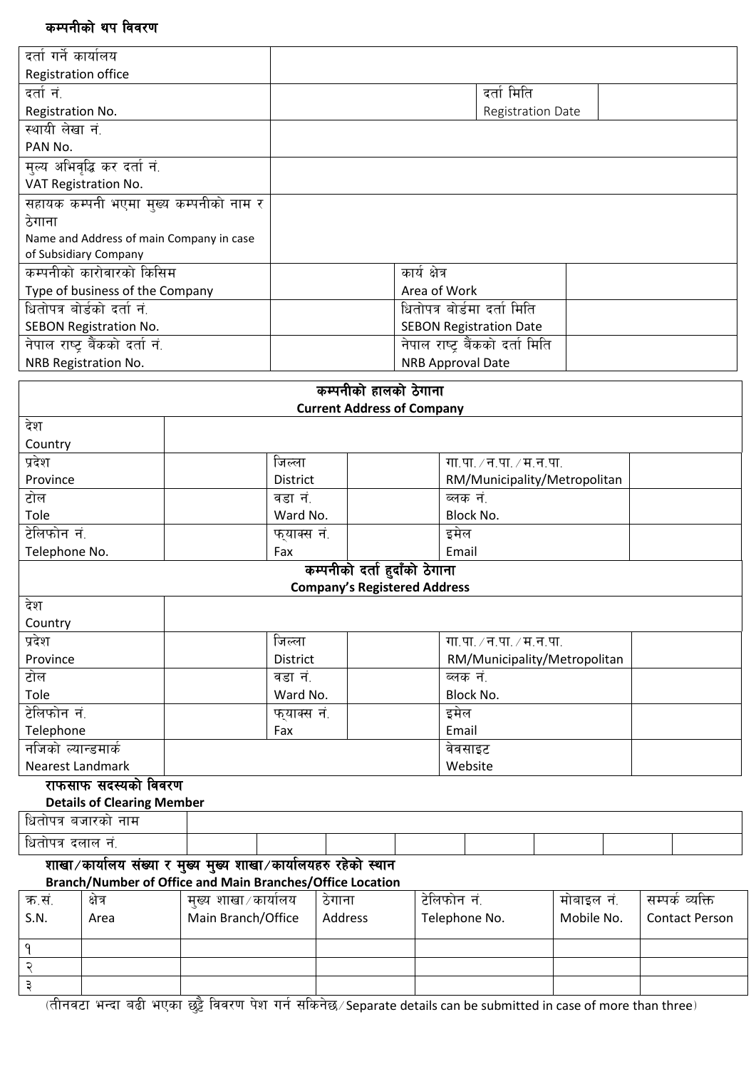## कम्पनीको थप विवरण

| दर्ता गर्ने कार्यालय<br>Registration office | | | |
|---|---|---|---|
| दर्ता नं.<br>Registration No. | | दर्ता मिति<br>Registration Date | |
| स्थायी लेखा नं.<br>PAN No. | | | |
| मुल्य अभिवृद्धि कर दर्ता नं.<br>VAT Registration No. | | | |
| सहायक कम्पनी भएमा मुख्य कम्पनीको नाम र ठेगाना<br>Name and Address of main Company in case of Subsidiary Company | | | |
| कम्पनीको कारोवारको किसिम<br>Type of business of the Company | | कार्य क्षेत्र<br>Area of Work | |
| धितोपत्र बोर्डको दर्ता नं.<br>SEBON Registration No. | | धितोपत्र बोर्डमा दर्ता मिति<br>SEBON Registration Date | |
| नेपाल राष्ट्र बैंकको दर्ता नं.<br>NRB Registration No. | | नेपाल राष्ट्र बैंकको दर्ता मिति<br>NRB Approval Date | |

### कम्पनीको हालको ठेगाना
**Current Address of Company**

| देश<br>Country | | | | | |
|---|---|---|---|---|---|
| प्रदेश<br>Province | | जिल्ला<br>District | | गा.पा. ⁄ न.पा. ⁄ म.न.पा.<br>RM/Municipality/Metropolitan | |
| टोल<br>Tole | | वडा नं.<br>Ward No. | | ब्लक नं.<br>Block No. | |
| टेलिफोन नं.<br>Telephone No. | | फ्याक्स नं.<br>Fax | | इमेल<br>Email | |

### कम्पनीको दर्ता हुदाँको ठेगाना
**Company's Registered Address**

| देश<br>Country | | | | | |
|---|---|---|---|---|---|
| प्रदेश<br>Province | | जिल्ला<br>District | | गा.पा. ⁄ न.पा. ⁄ म.न.पा.<br>RM/Municipality/Metropolitan | |
| टोल<br>Tole | | वडा नं.<br>Ward No. | | ब्लक नं.<br>Block No. | |
| टेलिफोन नं.<br>Telephone | | फ्याक्स नं.<br>Fax | | इमेल<br>Email | |
| नजिको ल्यान्डमार्क<br>Nearest Landmark | | | | वेवसाइट<br>Website | |

### राफसाफ सदस्यको विवरण
**Details of Clearing Member**

| धितोपत्र बजारको नाम | | | | | | | | |
|---|---|---|---|---|---|---|---|---|
| धितोपत्र दलाल नं. | | | | | | | | |

### शाखा⁄कार्यालय संख्या र मुख्य मुख्य शाखा⁄कार्यालयहरु रहेको स्थान
**Branch/Number of Office and Main Branches/Office Location**

| क्र.सं.<br>S.N. | क्षेत्र<br>Area | मुख्य शाखा⁄कार्यालय<br>Main Branch/Office | ठेगाना<br>Address | टेलिफोन नं.<br>Telephone No. | मोबाइल नं.<br>Mobile No. | सम्पर्क व्यक्ति<br>Contact Person |
|---|---|---|---|---|---|---|
| १ | | | | | | |
| २ | | | | | | |
| ३ | | | | | | |

(तीनवटा भन्दा बढी भएका छुट्टै विवरण पेश गर्न सकिनेछ⁄Separate details can be submitted in case of more than three)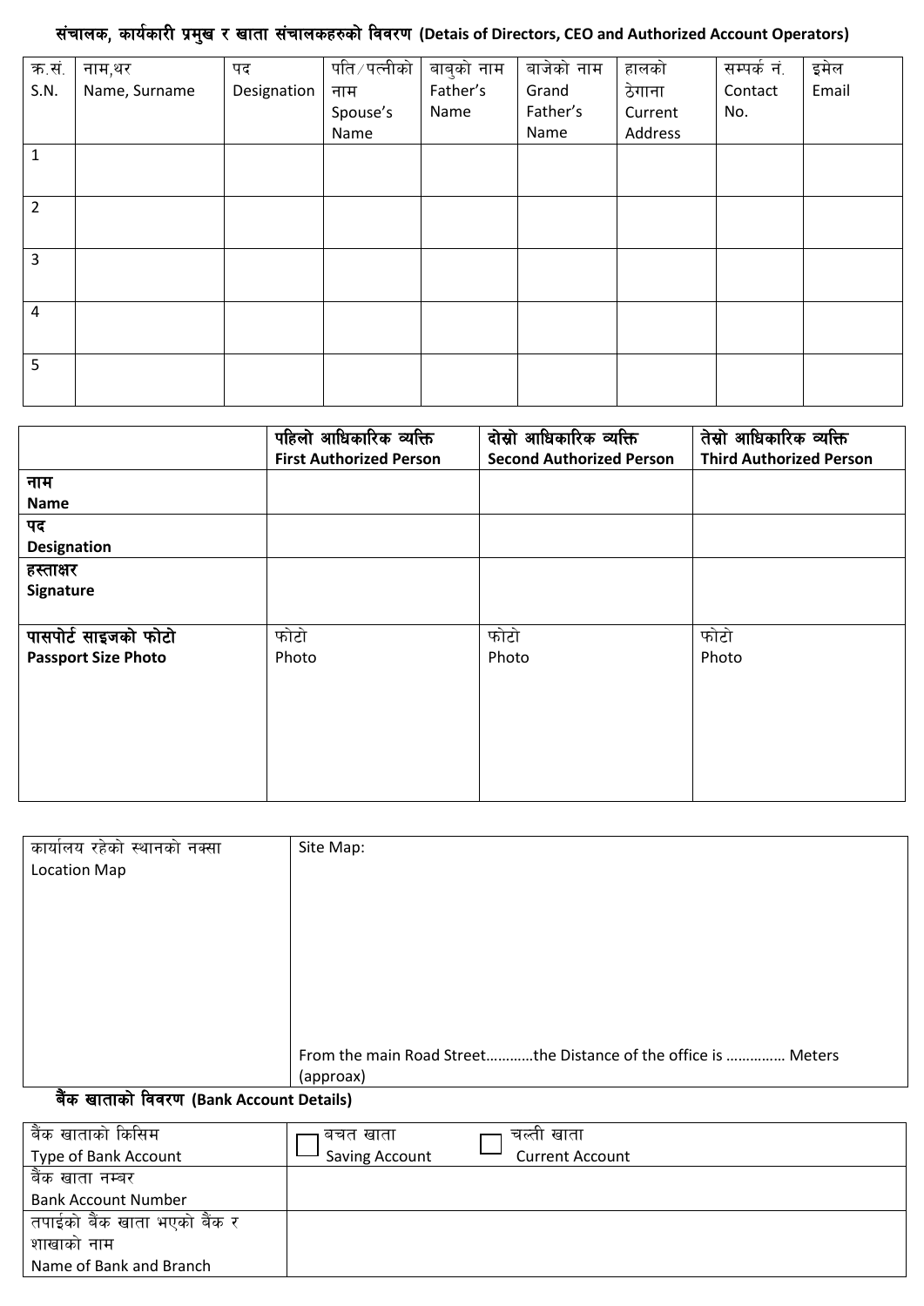**संचालक, कार्यकारी प्रमुख र खाता संचालकहरुको विवरण (Detais of Directors, CEO and Authorized Account Operators)**

| क.सं. S.N. | नाम,थर Name, Surname | पद Designation | पति/पत्नीको नाम Spouse's Name | बाबुको नाम Father's Name | बाजेको नाम Grand Father's Name | हालको ठेगाना Current Address | सम्पर्क नं. Contact No. | इमेल Email |
|---|---|---|---|---|---|---|---|---|
| 1 | | | | | | | | |
| 2 | | | | | | | | |
| 3 | | | | | | | | |
| 4 | | | | | | | | |
| 5 | | | | | | | | |

| | **पहिलो आधिकारिक व्यक्ति First Authorized Person** | **दोस्रो आधिकारिक व्यक्ति Second Authorized Person** | **तेस्रो आधिकारिक व्यक्ति Third Authorized Person** |
|---|---|---|---|
| **नाम Name** | | | |
| **पद Designation** | | | |
| **हस्ताक्षर Signature** | | | |
| **पासपोर्ट साइजको फोटो Passport Size Photo** | फोटो Photo | फोटो Photo | फोटो Photo |

| कार्यालय रहेको स्थानको नक्सा Location Map | Site Map: From the main Road Street………..the Distance of the office is ………….. Meters (approax) |
|---|---|

**बैंक खाताको विवरण (Bank Account Details)**

| बैंक खाताको किसिम Type of Bank Account | ☐ बचत खाता Saving Account ☐ चल्ती खाता Current Account |
|---|---|
| बैंक खाता नम्बर Bank Account Number | |
| तपाईको बैंक खाता भएको बैंक र शाखाको नाम Name of Bank and Branch | |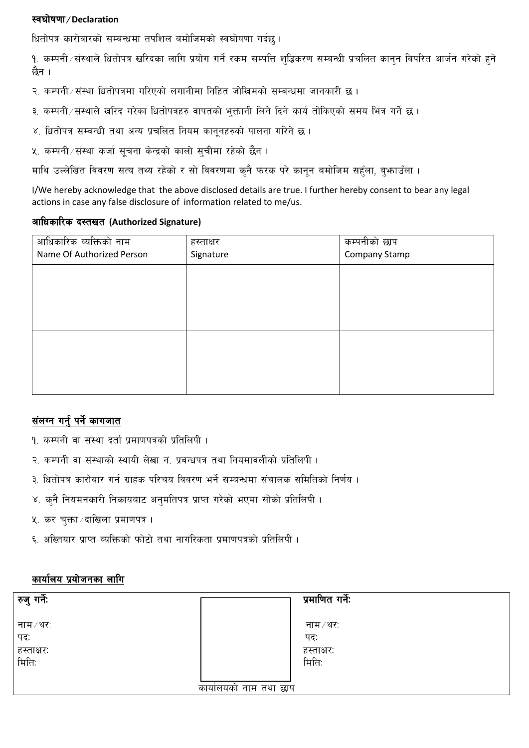**स्वघोषणा/Declaration**

धितोपत्र कारोवारको सम्बन्धमा तपशिल बमोजिमको स्वघोषणा गर्दछु ।

१. कम्पनी/संस्थाले धितोपत्र खरिदका लागि प्रयोग गर्ने रकम सम्पत्ति शुद्धिकरण सम्बन्धी प्रचलित कानुन विपरित आर्जन गरेको हुने छैन ।

२. कम्पनी/संस्था धितोपत्रमा गरिएको लगानीमा निहित जोखिमको सम्बन्धमा जानकारी छ ।

३. कम्पनी/संस्थाले खरिद गरेका धितोपत्रहरु वापतको भुक्तानी लिने दिने कार्य तोकिएको समय भित्र गर्ने छ ।

४. धितोपत्र सम्बन्धी तथा अन्य प्रचलित नियम कानूनहरुको पालना गरिने छ ।

५. कम्पनी/संस्था कर्जा सूचना केन्द्रको कालो सुचीमा रहेको छैन ।

माथि उल्लेखित विवरण सत्य तथ्य रहेको र सो विवरणमा कुनै फरक परे कानून बमोजिम सहुँला, बुझाउँला ।

I/We hereby acknowledge that the above disclosed details are true. I further hereby consent to bear any legal actions in case any false disclosure of information related to me/us.

**आधिकारिक दस्तखत (Authorized Signature)**

| आधिकारिक व्यक्तिको नाम Name Of Authorized Person | हस्ताक्षर Signature | कम्पनीको छाप Company Stamp |
|---|---|---|
| | | |
| | | |

**संलग्न गर्नु पर्ने कागजात**

१. कम्पनी वा संस्था दर्ता प्रमाणपत्रको प्रतिलिपी ।

२. कम्पनी वा संस्थाको स्थायी लेखा नं. प्रबन्धपत्र तथा नियमावलीको प्रतिलिपी ।

३. धितोपत्र कारोबार गर्न ग्राहक परिचय विवरण भर्ने सम्बन्धमा संचालक समितिको निर्णय ।

४. कुनै नियमनकारी निकायबाट अनुमतिपत्र प्राप्त गरेको भएमा सोको प्रतिलिपी ।

५. कर चुक्ता/दाखिला प्रमाणपत्र ।

६. अख्तियार प्राप्त व्यक्तिको फोटो तथा नागरिकता प्रमाणपत्रको प्रतिलिपी ।

**कार्यालय प्रयोजनका लागि**

| रुजु गर्नेः | | प्रमाणित गर्नेः |
|---|---|---|
| नाम/थरः<br>पदः<br>हस्ताक्षरः<br>मितिः | कार्यालयको नाम तथा छाप | नाम/थरः<br>पदः<br>हस्ताक्षरः<br>मितिः |